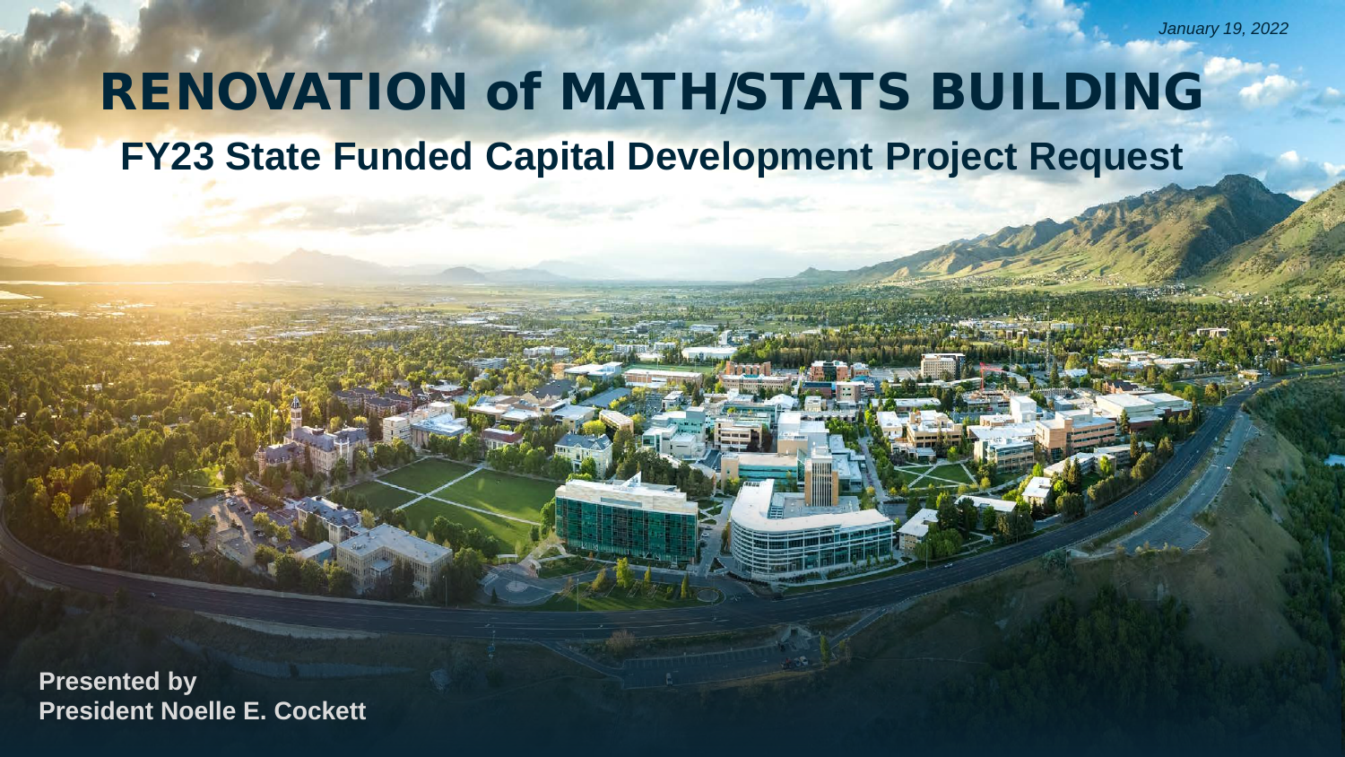*January 19, 2022*

# RENOVATION of MATH/STATS BUILDING

## FY23 State Funded Capital Development Project Request

**Presented by**
**President Noelle E. Cockett**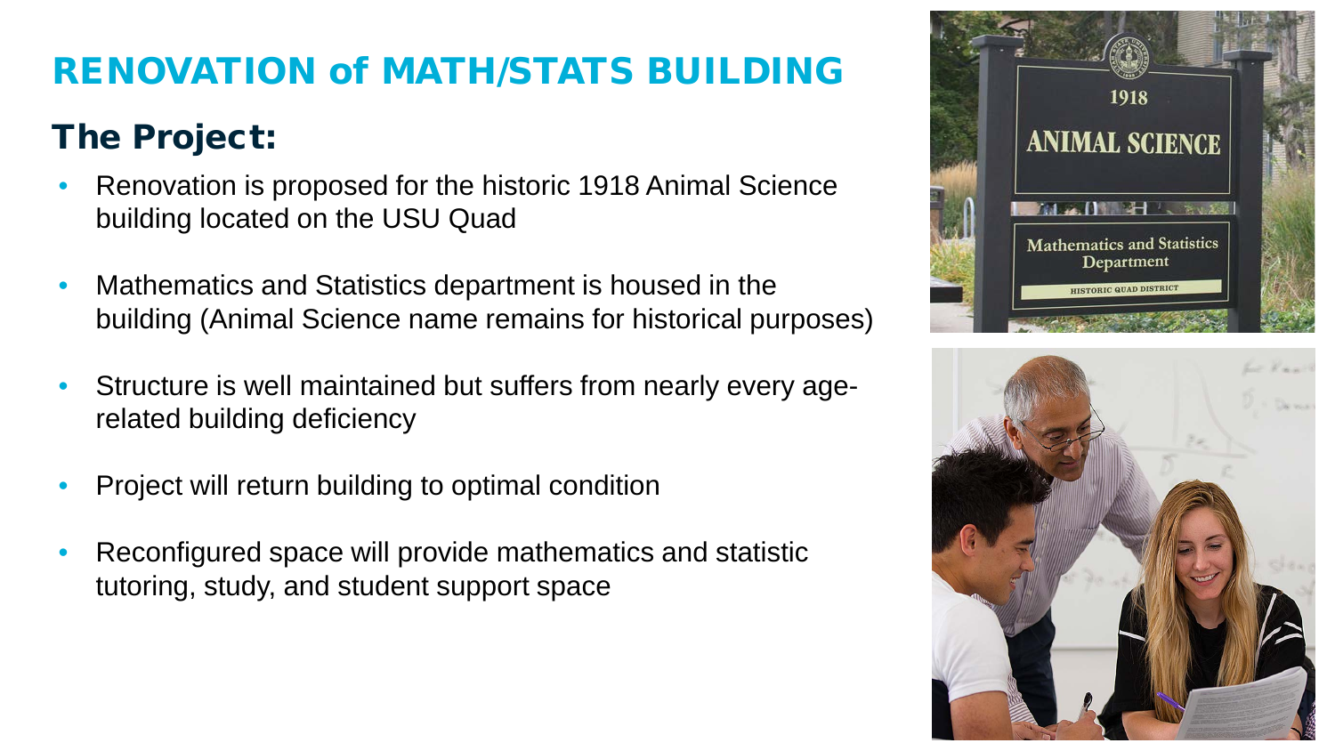# RENOVATION of MATH/STATS BUILDING

## The Project:

- Renovation is proposed for the historic 1918 Animal Science building located on the USU Quad
- Mathematics and Statistics department is housed in the building (Animal Science name remains for historical purposes)
- Structure is well maintained but suffers from nearly every age-related building deficiency
- Project will return building to optimal condition
- Reconfigured space will provide mathematics and statistic tutoring, study, and student support space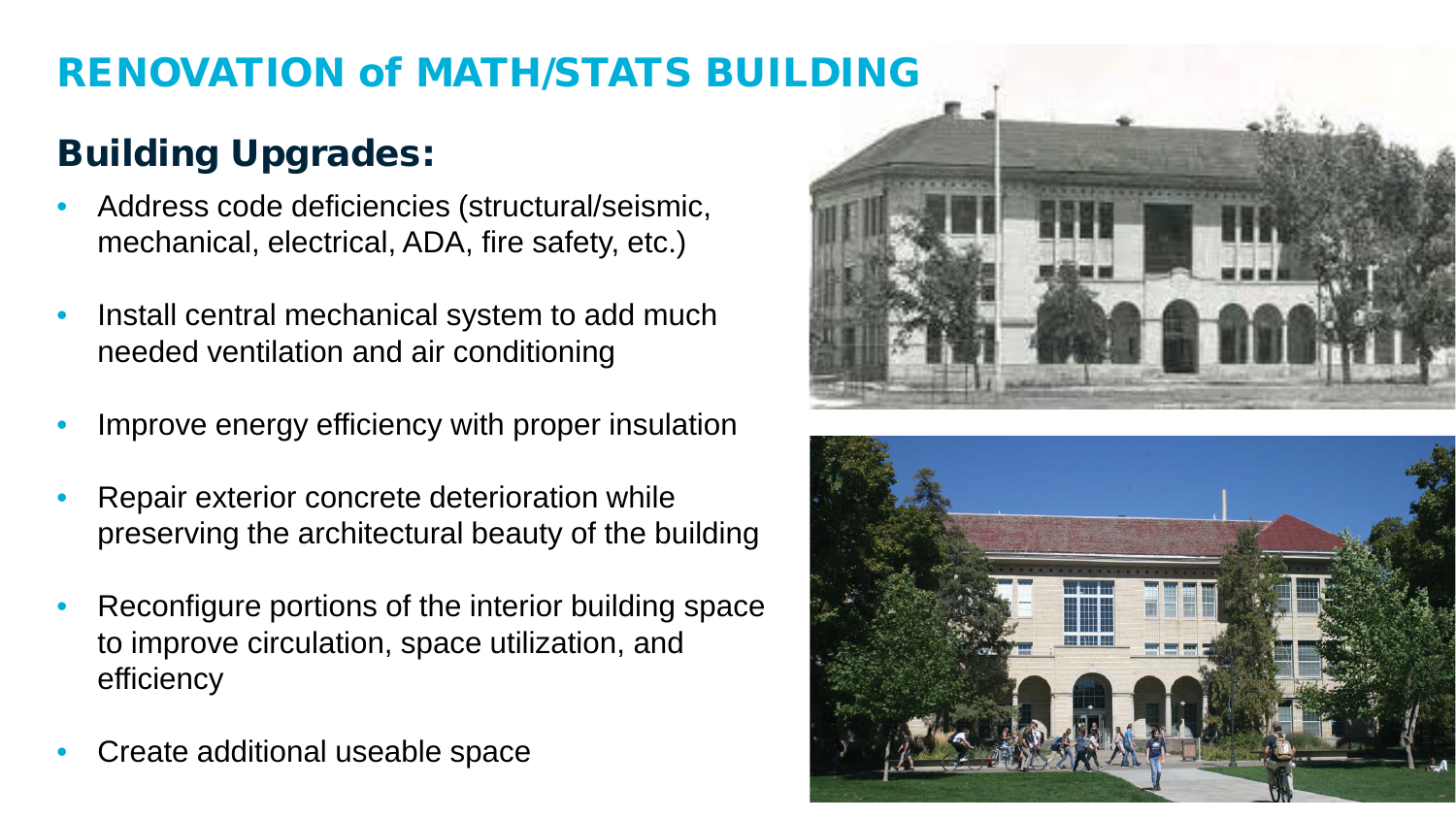# RENOVATION of MATH/STATS BUILDING

## Building Upgrades:

- Address code deficiencies (structural/seismic, mechanical, electrical, ADA, fire safety, etc.)
- Install central mechanical system to add much needed ventilation and air conditioning
- Improve energy efficiency with proper insulation
- Repair exterior concrete deterioration while preserving the architectural beauty of the building
- Reconfigure portions of the interior building space to improve circulation, space utilization, and efficiency
- Create additional useable space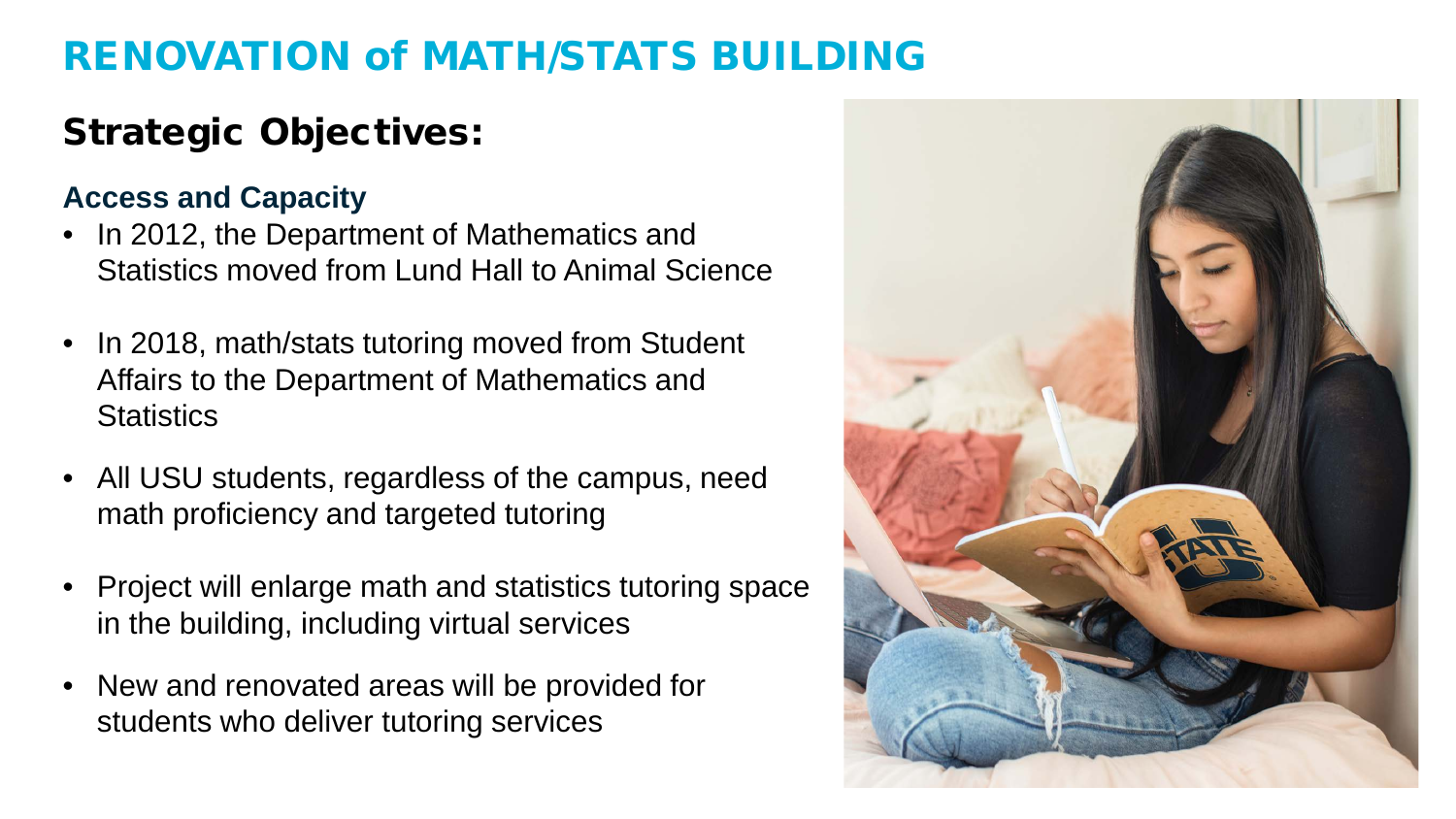# RENOVATION of MATH/STATS BUILDING

## Strategic Objectives:

### Access and Capacity

- In 2012, the Department of Mathematics and Statistics moved from Lund Hall to Animal Science
- In 2018, math/stats tutoring moved from Student Affairs to the Department of Mathematics and Statistics
- All USU students, regardless of the campus, need math proficiency and targeted tutoring
- Project will enlarge math and statistics tutoring space in the building, including virtual services
- New and renovated areas will be provided for students who deliver tutoring services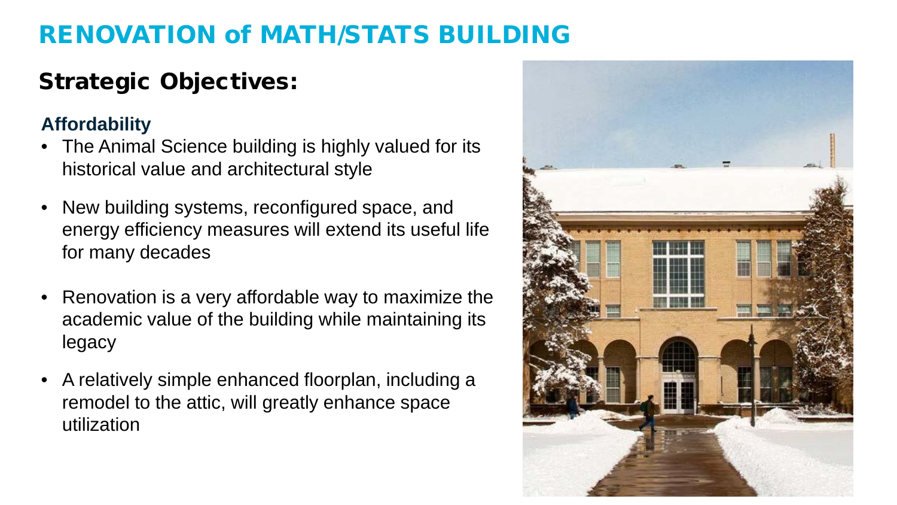# RENOVATION of MATH/STATS BUILDING

## Strategic Objectives:

### Affordability

- The Animal Science building is highly valued for its historical value and architectural style
- New building systems, reconfigured space, and energy efficiency measures will extend its useful life for many decades
- Renovation is a very affordable way to maximize the academic value of the building while maintaining its legacy
- A relatively simple enhanced floorplan, including a remodel to the attic, will greatly enhance space utilization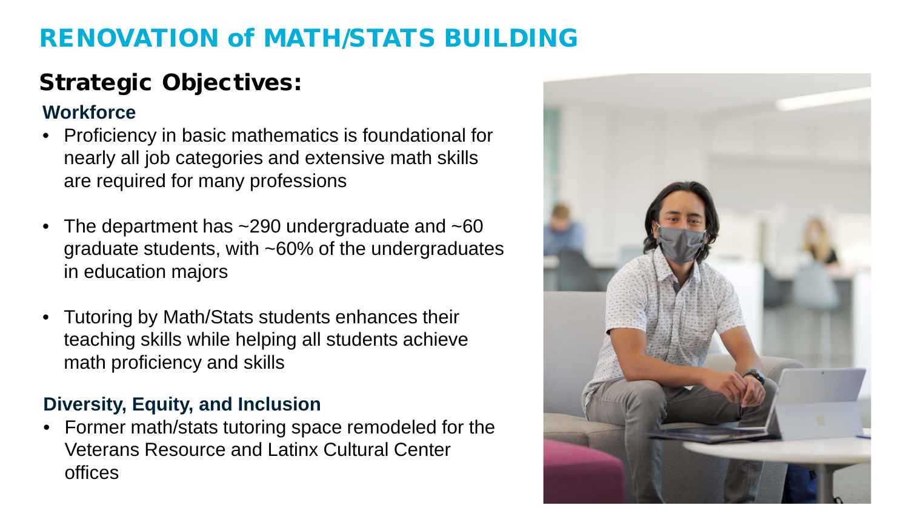# RENOVATION of MATH/STATS BUILDING

## Strategic Objectives:

### Workforce

- Proficiency in basic mathematics is foundational for nearly all job categories and extensive math skills are required for many professions
- The department has ~290 undergraduate and ~60 graduate students, with ~60% of the undergraduates in education majors
- Tutoring by Math/Stats students enhances their teaching skills while helping all students achieve math proficiency and skills

### Diversity, Equity, and Inclusion

- Former math/stats tutoring space remodeled for the Veterans Resource and Latinx Cultural Center offices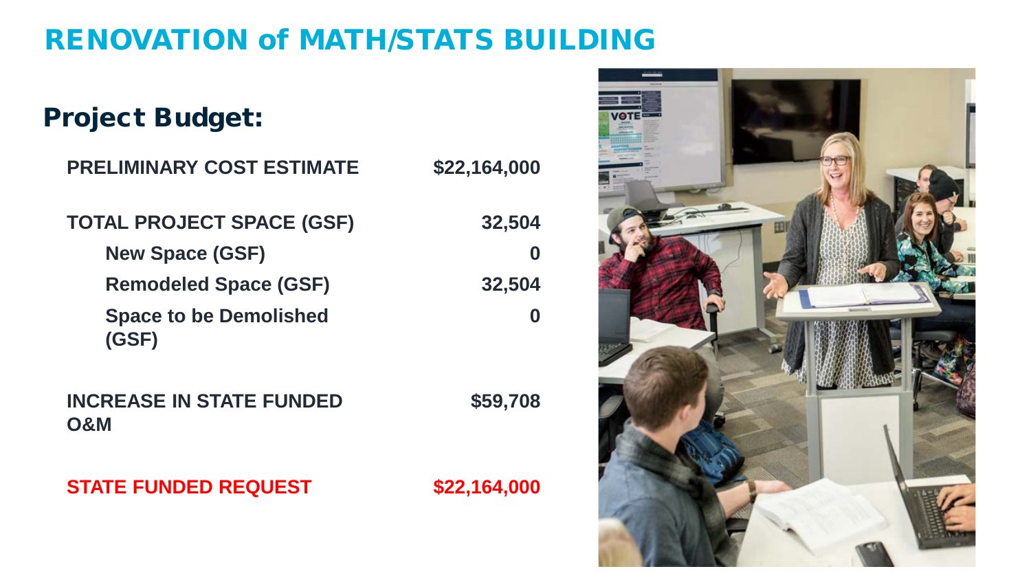# RENOVATION of MATH/STATS BUILDING

## Project Budget:

| | |
|---|---|
| **PRELIMINARY COST ESTIMATE** | **$22,164,000** |
| **TOTAL PROJECT SPACE (GSF)** | **32,504** |
| **New Space (GSF)** | **0** |
| **Remodeled Space (GSF)** | **32,504** |
| **Space to be Demolished (GSF)** | **0** |
| **INCREASE IN STATE FUNDED O&M** | **$59,708** |
| **STATE FUNDED REQUEST** | **$22,164,000** |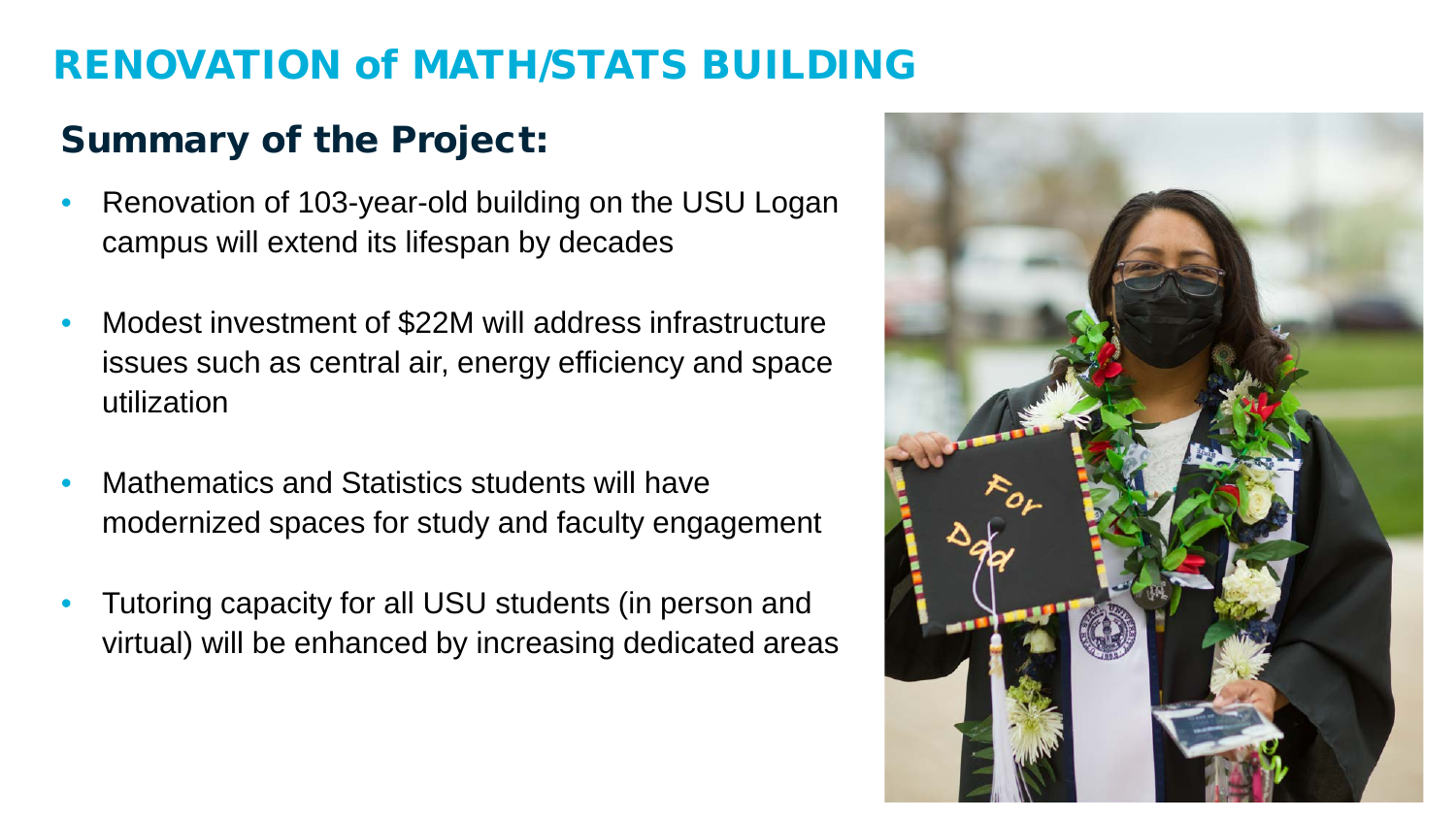# RENOVATION of MATH/STATS BUILDING

## Summary of the Project:

- Renovation of 103-year-old building on the USU Logan campus will extend its lifespan by decades
- Modest investment of $22M will address infrastructure issues such as central air, energy efficiency and space utilization
- Mathematics and Statistics students will have modernized spaces for study and faculty engagement
- Tutoring capacity for all USU students (in person and virtual) will be enhanced by increasing dedicated areas